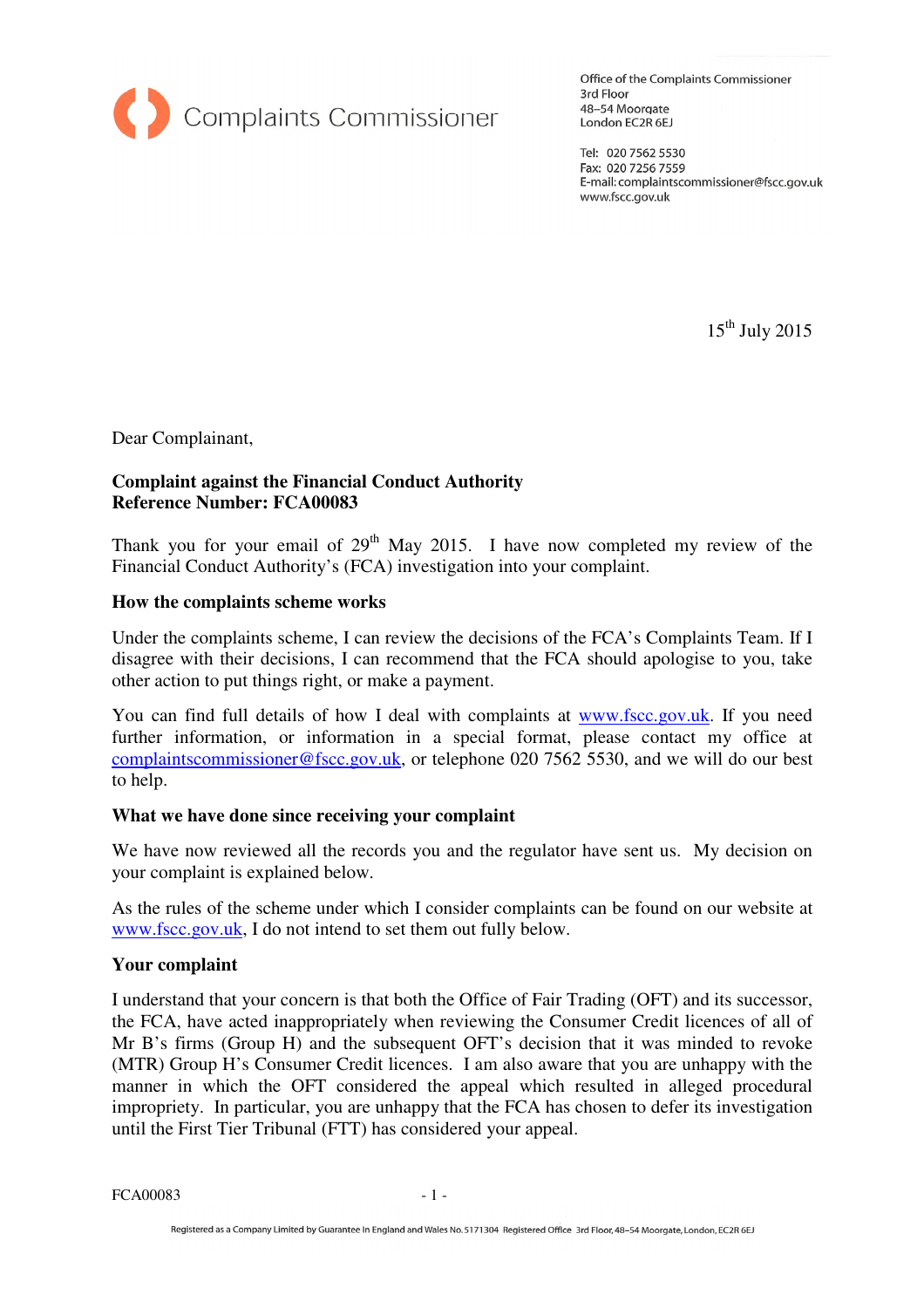Complaints Commissioner

Office of the Complaints Commissioner
3rd Floor
48–54 Moorgate
London EC2R 6EJ

Tel: 020 7562 5530
Fax: 020 7256 7559
E-mail: complaintscommissioner@fscc.gov.uk
www.fscc.gov.uk

15th July 2015

Dear Complainant,

**Complaint against the Financial Conduct Authority**
**Reference Number: FCA00083**

Thank you for your email of 29th May 2015. I have now completed my review of the Financial Conduct Authority's (FCA) investigation into your complaint.

**How the complaints scheme works**

Under the complaints scheme, I can review the decisions of the FCA's Complaints Team. If I disagree with their decisions, I can recommend that the FCA should apologise to you, take other action to put things right, or make a payment.

You can find full details of how I deal with complaints at www.fscc.gov.uk. If you need further information, or information in a special format, please contact my office at complaintscommissioner@fscc.gov.uk, or telephone 020 7562 5530, and we will do our best to help.

**What we have done since receiving your complaint**

We have now reviewed all the records you and the regulator have sent us. My decision on your complaint is explained below.

As the rules of the scheme under which I consider complaints can be found on our website at www.fscc.gov.uk, I do not intend to set them out fully below.

**Your complaint**

I understand that your concern is that both the Office of Fair Trading (OFT) and its successor, the FCA, have acted inappropriately when reviewing the Consumer Credit licences of all of Mr B's firms (Group H) and the subsequent OFT's decision that it was minded to revoke (MTR) Group H's Consumer Credit licences. I am also aware that you are unhappy with the manner in which the OFT considered the appeal which resulted in alleged procedural impropriety. In particular, you are unhappy that the FCA has chosen to defer its investigation until the First Tier Tribunal (FTT) has considered your appeal.

Registered as a Company Limited by Guarantee in England and Wales No. 5171304 Registered Office 3rd Floor, 48–54 Moorgate, London, EC2R 6EJ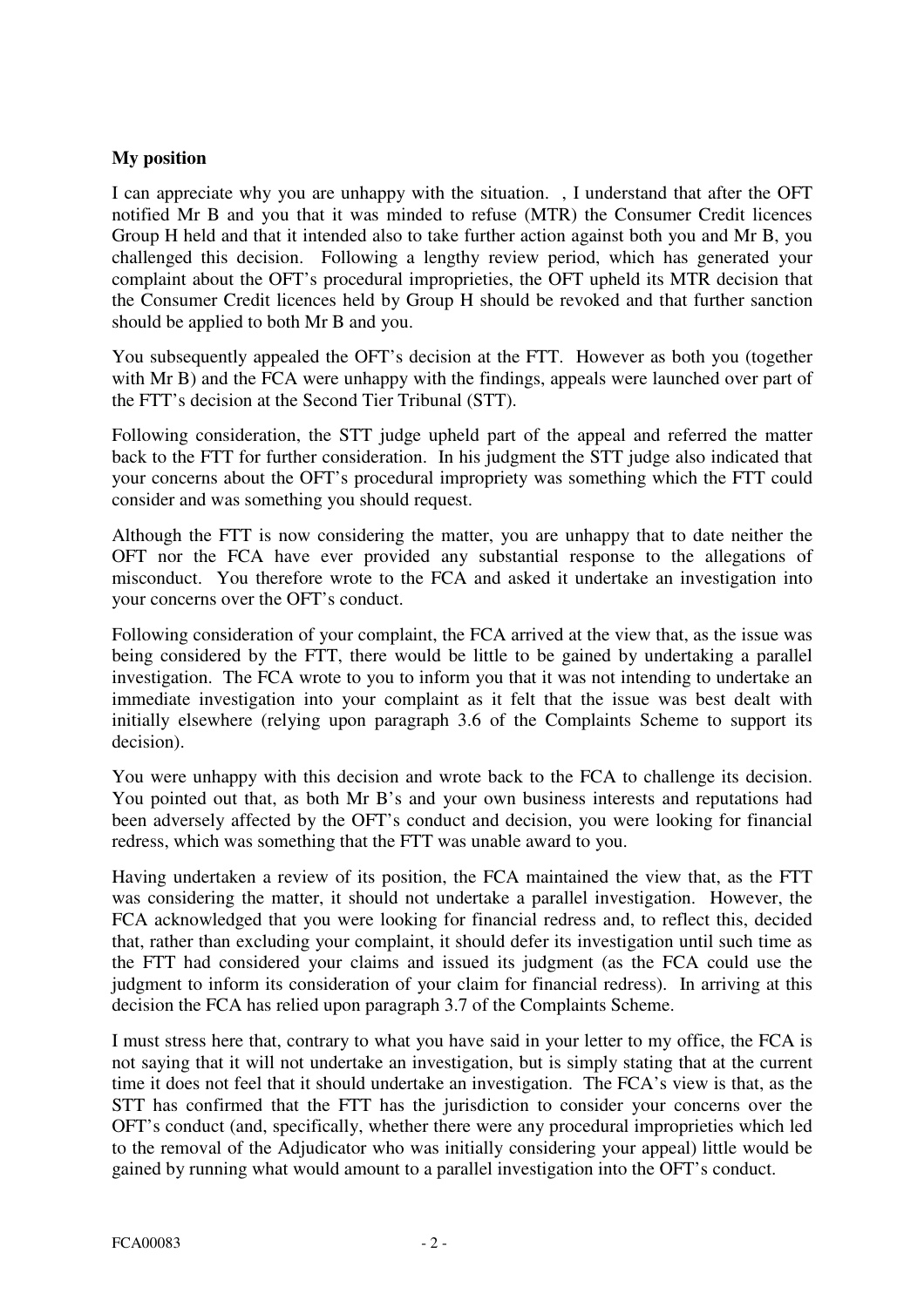**My position**

I can appreciate why you are unhappy with the situation. , I understand that after the OFT notified Mr B and you that it was minded to refuse (MTR) the Consumer Credit licences Group H held and that it intended also to take further action against both you and Mr B, you challenged this decision. Following a lengthy review period, which has generated your complaint about the OFT's procedural improprieties, the OFT upheld its MTR decision that the Consumer Credit licences held by Group H should be revoked and that further sanction should be applied to both Mr B and you.

You subsequently appealed the OFT's decision at the FTT. However as both you (together with Mr B) and the FCA were unhappy with the findings, appeals were launched over part of the FTT's decision at the Second Tier Tribunal (STT).

Following consideration, the STT judge upheld part of the appeal and referred the matter back to the FTT for further consideration. In his judgment the STT judge also indicated that your concerns about the OFT's procedural impropriety was something which the FTT could consider and was something you should request.

Although the FTT is now considering the matter, you are unhappy that to date neither the OFT nor the FCA have ever provided any substantial response to the allegations of misconduct. You therefore wrote to the FCA and asked it undertake an investigation into your concerns over the OFT's conduct.

Following consideration of your complaint, the FCA arrived at the view that, as the issue was being considered by the FTT, there would be little to be gained by undertaking a parallel investigation. The FCA wrote to you to inform you that it was not intending to undertake an immediate investigation into your complaint as it felt that the issue was best dealt with initially elsewhere (relying upon paragraph 3.6 of the Complaints Scheme to support its decision).

You were unhappy with this decision and wrote back to the FCA to challenge its decision. You pointed out that, as both Mr B's and your own business interests and reputations had been adversely affected by the OFT's conduct and decision, you were looking for financial redress, which was something that the FTT was unable award to you.

Having undertaken a review of its position, the FCA maintained the view that, as the FTT was considering the matter, it should not undertake a parallel investigation. However, the FCA acknowledged that you were looking for financial redress and, to reflect this, decided that, rather than excluding your complaint, it should defer its investigation until such time as the FTT had considered your claims and issued its judgment (as the FCA could use the judgment to inform its consideration of your claim for financial redress). In arriving at this decision the FCA has relied upon paragraph 3.7 of the Complaints Scheme.

I must stress here that, contrary to what you have said in your letter to my office, the FCA is not saying that it will not undertake an investigation, but is simply stating that at the current time it does not feel that it should undertake an investigation. The FCA's view is that, as the STT has confirmed that the FTT has the jurisdiction to consider your concerns over the OFT's conduct (and, specifically, whether there were any procedural improprieties which led to the removal of the Adjudicator who was initially considering your appeal) little would be gained by running what would amount to a parallel investigation into the OFT's conduct.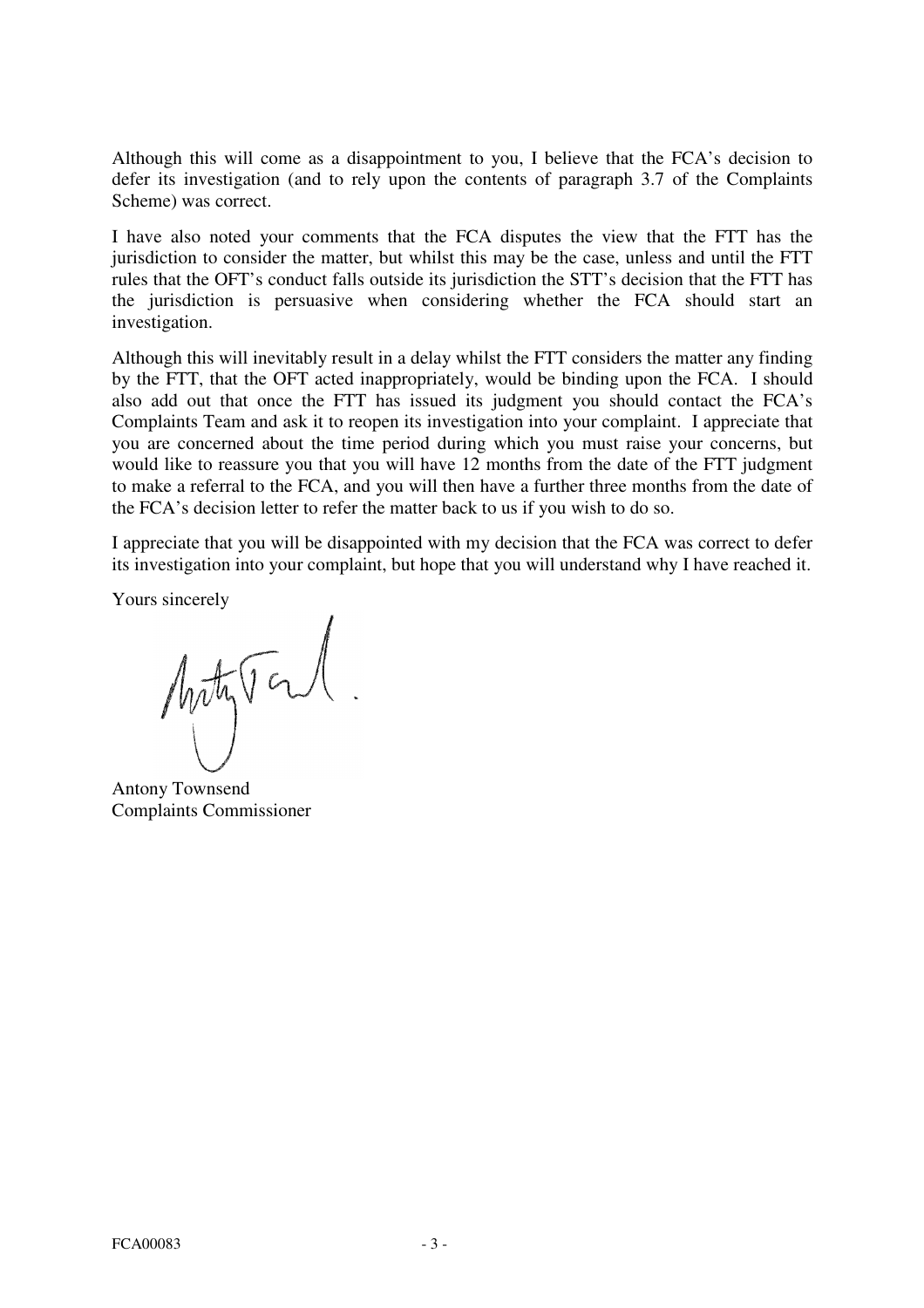Although this will come as a disappointment to you, I believe that the FCA's decision to defer its investigation (and to rely upon the contents of paragraph 3.7 of the Complaints Scheme) was correct.

I have also noted your comments that the FCA disputes the view that the FTT has the jurisdiction to consider the matter, but whilst this may be the case, unless and until the FTT rules that the OFT's conduct falls outside its jurisdiction the STT's decision that the FTT has the jurisdiction is persuasive when considering whether the FCA should start an investigation.

Although this will inevitably result in a delay whilst the FTT considers the matter any finding by the FTT, that the OFT acted inappropriately, would be binding upon the FCA. I should also add out that once the FTT has issued its judgment you should contact the FCA's Complaints Team and ask it to reopen its investigation into your complaint. I appreciate that you are concerned about the time period during which you must raise your concerns, but would like to reassure you that you will have 12 months from the date of the FTT judgment to make a referral to the FCA, and you will then have a further three months from the date of the FCA's decision letter to refer the matter back to us if you wish to do so.

I appreciate that you will be disappointed with my decision that the FCA was correct to defer its investigation into your complaint, but hope that you will understand why I have reached it.

Yours sincerely

Antony Townsend
Complaints Commissioner

FCA00083